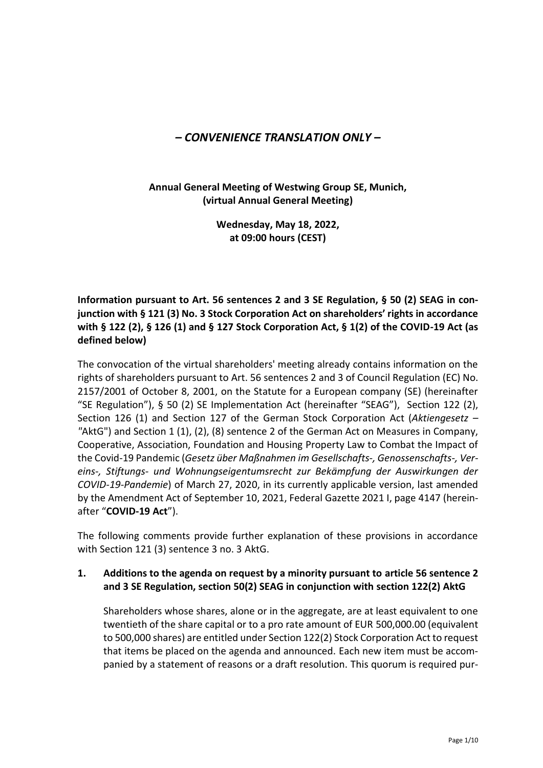# *– CONVENIENCE TRANSLATION ONLY –*

**Annual General Meeting of Westwing Group SE, Munich, (virtual Annual General Meeting)**

**Wednesday, May 18, 2022, at 09:00 hours (CEST)**

**Information pursuant to Art. 56 sentences 2 and 3 SE Regulation, § 50 (2) SEAG in conjunction with § 121 (3) No. 3 Stock Corporation Act on shareholders' rights in accordance with § 122 (2), § 126 (1) and § 127 Stock Corporation Act, § 1(2) of the COVID-19 Act (as defined below)**

The convocation of the virtual shareholders' meeting already contains information on the rights of shareholders pursuant to Art. 56 sentences 2 and 3 of Council Regulation (EC) No. 2157/2001 of October 8, 2001, on the Statute for a European company (SE) (hereinafter "SE Regulation"), § 50 (2) SE Implementation Act (hereinafter "SEAG"), Section 122 (2), Section 126 (1) and Section 127 of the German Stock Corporation Act (*Aktiengesetz* – "AktG") and Section 1 (1), (2), (8) sentence 2 of the German Act on Measures in Company, Cooperative, Association, Foundation and Housing Property Law to Combat the Impact of the Covid-19 Pandemic (*Gesetz über Maßnahmen im Gesellschafts-, Genossenschafts-, Vereins-, Stiftungs- und Wohnungseigentumsrecht zur Bekämpfung der Auswirkungen der COVID-19-Pandemie*) of March 27, 2020, in its currently applicable version, last amended by the Amendment Act of September 10, 2021, Federal Gazette 2021 I, page 4147 (hereinafter "**COVID-19 Act**").

The following comments provide further explanation of these provisions in accordance with Section 121 (3) sentence 3 no. 3 AktG.

## 1. Additions to the agenda on request by a minority pursuant to article 56 sentence 2 and 3 SE Regulation, section 50(2) SEAG in conjunction with section 122(2) AktG

Shareholders whose shares, alone or in the aggregate, are at least equivalent to one twentieth of the share capital or to a pro rate amount of EUR 500,000.00 (equivalent to 500,000 shares) are entitled under Section 122(2) Stock Corporation Act to request that items be placed on the agenda and announced. Each new item must be accompanied by a statement of reasons or a draft resolution. This quorum is required pur-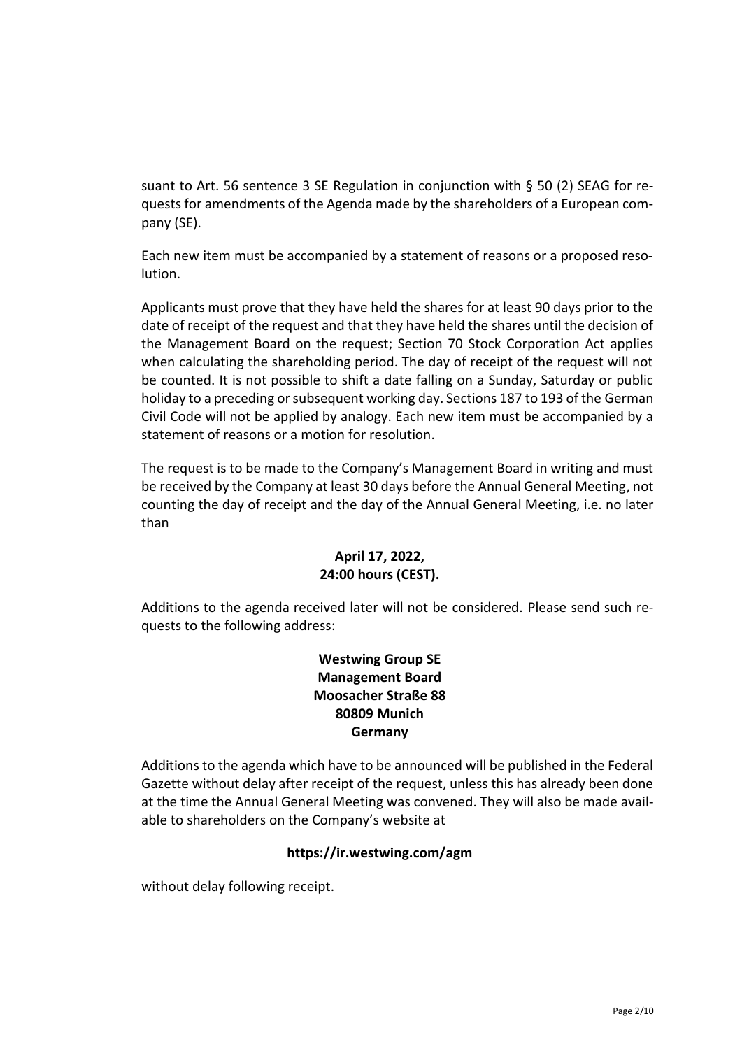suant to Art. 56 sentence 3 SE Regulation in conjunction with § 50 (2) SEAG for requests for amendments of the Agenda made by the shareholders of a European company (SE).

Each new item must be accompanied by a statement of reasons or a proposed resolution.

Applicants must prove that they have held the shares for at least 90 days prior to the date of receipt of the request and that they have held the shares until the decision of the Management Board on the request; Section 70 Stock Corporation Act applies when calculating the shareholding period. The day of receipt of the request will not be counted. It is not possible to shift a date falling on a Sunday, Saturday or public holiday to a preceding or subsequent working day. Sections 187 to 193 of the German Civil Code will not be applied by analogy. Each new item must be accompanied by a statement of reasons or a motion for resolution.

The request is to be made to the Company's Management Board in writing and must be received by the Company at least 30 days before the Annual General Meeting, not counting the day of receipt and the day of the Annual General Meeting, i.e. no later than

**April 17, 2022,**
**24:00 hours (CEST).**

Additions to the agenda received later will not be considered. Please send such requests to the following address:

**Westwing Group SE**
**Management Board**
**Moosacher Straße 88**
**80809 Munich**
**Germany**

Additions to the agenda which have to be announced will be published in the Federal Gazette without delay after receipt of the request, unless this has already been done at the time the Annual General Meeting was convened. They will also be made available to shareholders on the Company's website at

**https://ir.westwing.com/agm**

without delay following receipt.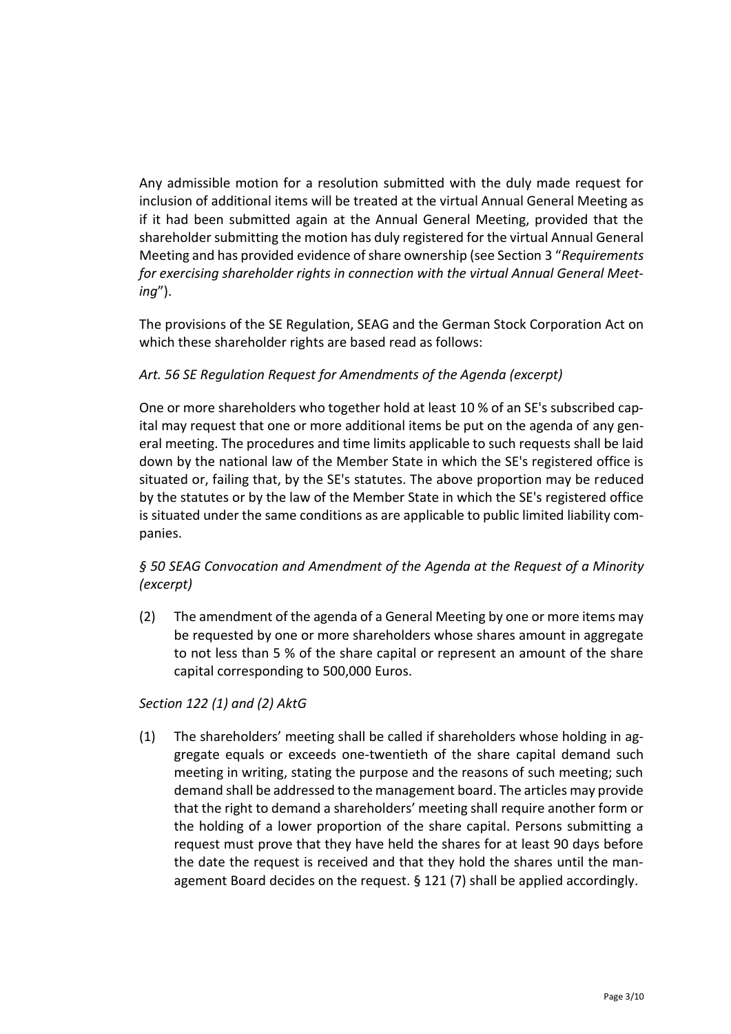Any admissible motion for a resolution submitted with the duly made request for inclusion of additional items will be treated at the virtual Annual General Meeting as if it had been submitted again at the Annual General Meeting, provided that the shareholder submitting the motion has duly registered for the virtual Annual General Meeting and has provided evidence of share ownership (see Section 3 "*Requirements for exercising shareholder rights in connection with the virtual Annual General Meeting*").

The provisions of the SE Regulation, SEAG and the German Stock Corporation Act on which these shareholder rights are based read as follows:

*Art. 56 SE Regulation Request for Amendments of the Agenda (excerpt)*

One or more shareholders who together hold at least 10 % of an SE's subscribed capital may request that one or more additional items be put on the agenda of any general meeting. The procedures and time limits applicable to such requests shall be laid down by the national law of the Member State in which the SE's registered office is situated or, failing that, by the SE's statutes. The above proportion may be reduced by the statutes or by the law of the Member State in which the SE's registered office is situated under the same conditions as are applicable to public limited liability companies.

*§ 50 SEAG Convocation and Amendment of the Agenda at the Request of a Minority (excerpt)*

(2) The amendment of the agenda of a General Meeting by one or more items may be requested by one or more shareholders whose shares amount in aggregate to not less than 5 % of the share capital or represent an amount of the share capital corresponding to 500,000 Euros.

*Section 122 (1) and (2) AktG*

(1) The shareholders' meeting shall be called if shareholders whose holding in aggregate equals or exceeds one-twentieth of the share capital demand such meeting in writing, stating the purpose and the reasons of such meeting; such demand shall be addressed to the management board. The articles may provide that the right to demand a shareholders' meeting shall require another form or the holding of a lower proportion of the share capital. Persons submitting a request must prove that they have held the shares for at least 90 days before the date the request is received and that they hold the shares until the management Board decides on the request. § 121 (7) shall be applied accordingly.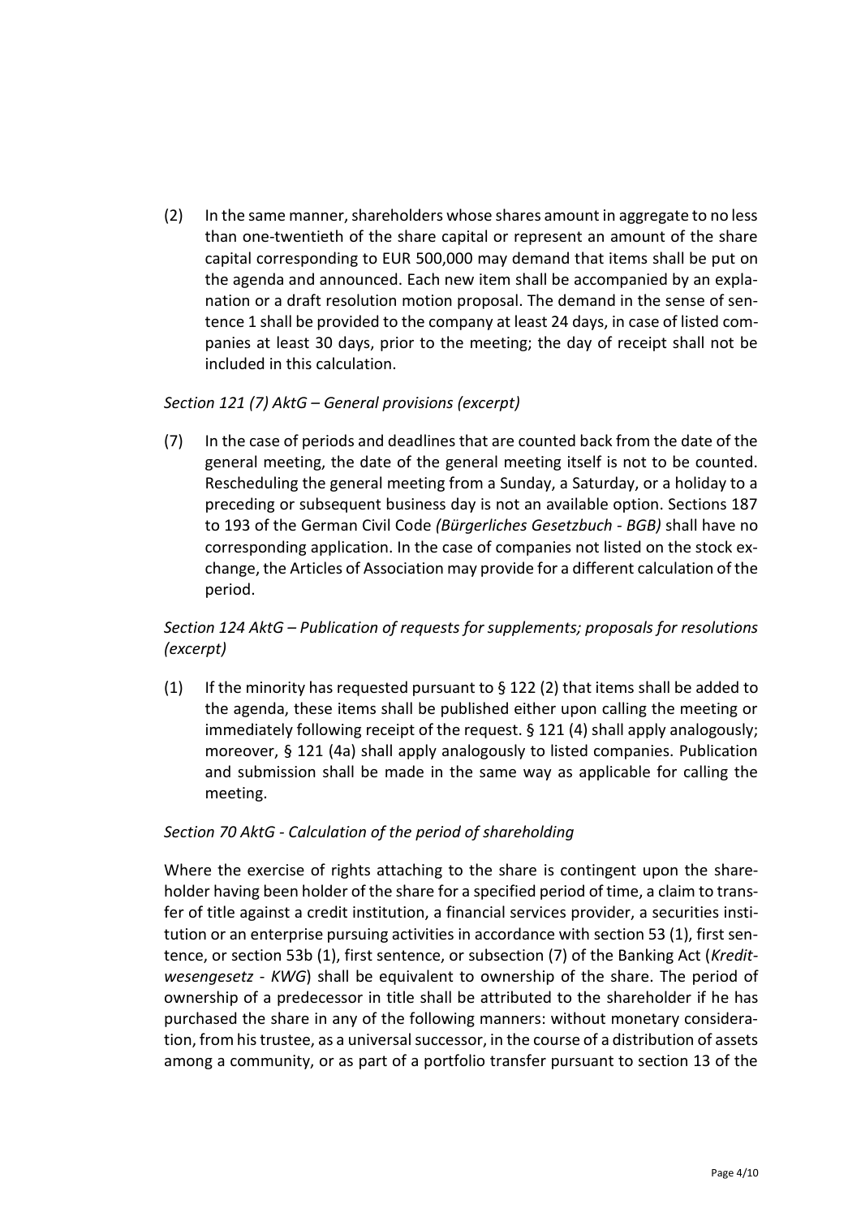(2) In the same manner, shareholders whose shares amount in aggregate to no less than one-twentieth of the share capital or represent an amount of the share capital corresponding to EUR 500,000 may demand that items shall be put on the agenda and announced. Each new item shall be accompanied by an explanation or a draft resolution motion proposal. The demand in the sense of sentence 1 shall be provided to the company at least 24 days, in case of listed companies at least 30 days, prior to the meeting; the day of receipt shall not be included in this calculation.

*Section 121 (7) AktG – General provisions (excerpt)*

(7) In the case of periods and deadlines that are counted back from the date of the general meeting, the date of the general meeting itself is not to be counted. Rescheduling the general meeting from a Sunday, a Saturday, or a holiday to a preceding or subsequent business day is not an available option. Sections 187 to 193 of the German Civil Code *(Bürgerliches Gesetzbuch - BGB)* shall have no corresponding application. In the case of companies not listed on the stock exchange, the Articles of Association may provide for a different calculation of the period.

*Section 124 AktG – Publication of requests for supplements; proposals for resolutions (excerpt)*

(1) If the minority has requested pursuant to § 122 (2) that items shall be added to the agenda, these items shall be published either upon calling the meeting or immediately following receipt of the request. § 121 (4) shall apply analogously; moreover, § 121 (4a) shall apply analogously to listed companies. Publication and submission shall be made in the same way as applicable for calling the meeting.

*Section 70 AktG - Calculation of the period of shareholding*

Where the exercise of rights attaching to the share is contingent upon the shareholder having been holder of the share for a specified period of time, a claim to transfer of title against a credit institution, a financial services provider, a securities institution or an enterprise pursuing activities in accordance with section 53 (1), first sentence, or section 53b (1), first sentence, or subsection (7) of the Banking Act (*Kreditwesengesetz - KWG*) shall be equivalent to ownership of the share. The period of ownership of a predecessor in title shall be attributed to the shareholder if he has purchased the share in any of the following manners: without monetary consideration, from his trustee, as a universal successor, in the course of a distribution of assets among a community, or as part of a portfolio transfer pursuant to section 13 of the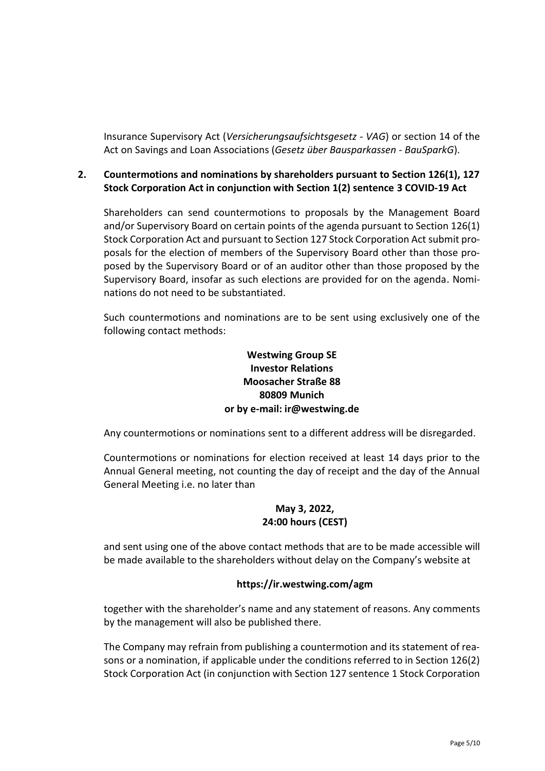Insurance Supervisory Act (*Versicherungsaufsichtsgesetz - VAG*) or section 14 of the Act on Savings and Loan Associations (*Gesetz über Bausparkassen - BauSparkG*).

## 2. Countermotions and nominations by shareholders pursuant to Section 126(1), 127 Stock Corporation Act in conjunction with Section 1(2) sentence 3 COVID-19 Act

Shareholders can send countermotions to proposals by the Management Board and/or Supervisory Board on certain points of the agenda pursuant to Section 126(1) Stock Corporation Act and pursuant to Section 127 Stock Corporation Act submit proposals for the election of members of the Supervisory Board other than those proposed by the Supervisory Board or of an auditor other than those proposed by the Supervisory Board, insofar as such elections are provided for on the agenda. Nominations do not need to be substantiated.

Such countermotions and nominations are to be sent using exclusively one of the following contact methods:

**Westwing Group SE**
**Investor Relations**
**Moosacher Straße 88**
**80809 Munich**
**or by e-mail: ir@westwing.de**

Any countermotions or nominations sent to a different address will be disregarded.

Countermotions or nominations for election received at least 14 days prior to the Annual General meeting, not counting the day of receipt and the day of the Annual General Meeting i.e. no later than

**May 3, 2022,**
**24:00 hours (CEST)**

and sent using one of the above contact methods that are to be made accessible will be made available to the shareholders without delay on the Company's website at

**https://ir.westwing.com/agm**

together with the shareholder's name and any statement of reasons. Any comments by the management will also be published there.

The Company may refrain from publishing a countermotion and its statement of reasons or a nomination, if applicable under the conditions referred to in Section 126(2) Stock Corporation Act (in conjunction with Section 127 sentence 1 Stock Corporation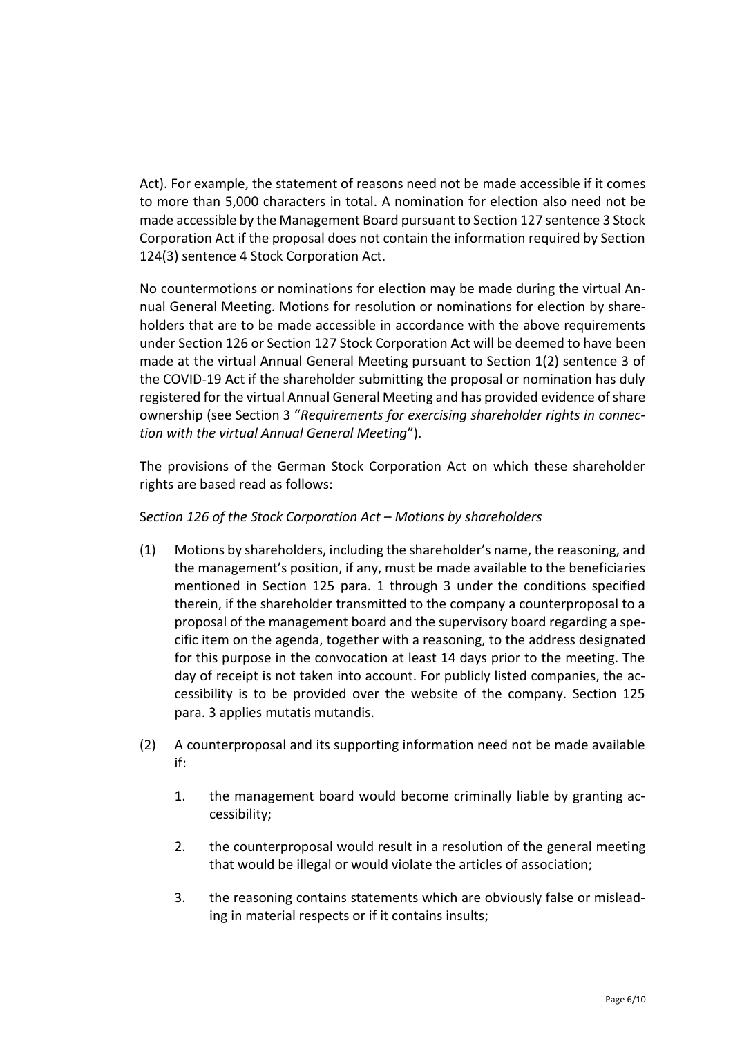Act). For example, the statement of reasons need not be made accessible if it comes to more than 5,000 characters in total. A nomination for election also need not be made accessible by the Management Board pursuant to Section 127 sentence 3 Stock Corporation Act if the proposal does not contain the information required by Section 124(3) sentence 4 Stock Corporation Act.

No countermotions or nominations for election may be made during the virtual Annual General Meeting. Motions for resolution or nominations for election by shareholders that are to be made accessible in accordance with the above requirements under Section 126 or Section 127 Stock Corporation Act will be deemed to have been made at the virtual Annual General Meeting pursuant to Section 1(2) sentence 3 of the COVID-19 Act if the shareholder submitting the proposal or nomination has duly registered for the virtual Annual General Meeting and has provided evidence of share ownership (see Section 3 "*Requirements for exercising shareholder rights in connection with the virtual Annual General Meeting*").

The provisions of the German Stock Corporation Act on which these shareholder rights are based read as follows:

S*ection 126 of the Stock Corporation Act – Motions by shareholders*

(1) Motions by shareholders, including the shareholder's name, the reasoning, and the management's position, if any, must be made available to the beneficiaries mentioned in Section 125 para. 1 through 3 under the conditions specified therein, if the shareholder transmitted to the company a counterproposal to a proposal of the management board and the supervisory board regarding a specific item on the agenda, together with a reasoning, to the address designated for this purpose in the convocation at least 14 days prior to the meeting. The day of receipt is not taken into account. For publicly listed companies, the accessibility is to be provided over the website of the company. Section 125 para. 3 applies mutatis mutandis.

(2) A counterproposal and its supporting information need not be made available if:

   1. the management board would become criminally liable by granting accessibility;

   2. the counterproposal would result in a resolution of the general meeting that would be illegal or would violate the articles of association;

   3. the reasoning contains statements which are obviously false or misleading in material respects or if it contains insults;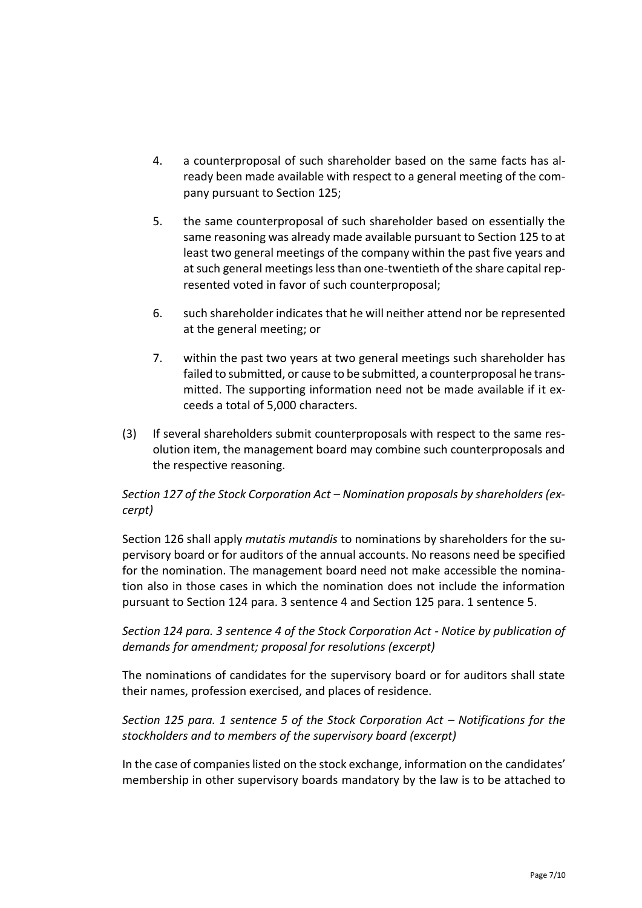4. a counterproposal of such shareholder based on the same facts has already been made available with respect to a general meeting of the company pursuant to Section 125;

5. the same counterproposal of such shareholder based on essentially the same reasoning was already made available pursuant to Section 125 to at least two general meetings of the company within the past five years and at such general meetings less than one-twentieth of the share capital represented voted in favor of such counterproposal;

6. such shareholder indicates that he will neither attend nor be represented at the general meeting; or

7. within the past two years at two general meetings such shareholder has failed to submitted, or cause to be submitted, a counterproposal he transmitted. The supporting information need not be made available if it exceeds a total of 5,000 characters.

(3) If several shareholders submit counterproposals with respect to the same resolution item, the management board may combine such counterproposals and the respective reasoning.

*Section 127 of the Stock Corporation Act – Nomination proposals by shareholders (excerpt)*

Section 126 shall apply *mutatis mutandis* to nominations by shareholders for the supervisory board or for auditors of the annual accounts. No reasons need be specified for the nomination. The management board need not make accessible the nomination also in those cases in which the nomination does not include the information pursuant to Section 124 para. 3 sentence 4 and Section 125 para. 1 sentence 5.

*Section 124 para. 3 sentence 4 of the Stock Corporation Act - Notice by publication of demands for amendment; proposal for resolutions (excerpt)*

The nominations of candidates for the supervisory board or for auditors shall state their names, profession exercised, and places of residence.

*Section 125 para. 1 sentence 5 of the Stock Corporation Act – Notifications for the stockholders and to members of the supervisory board (excerpt)*

In the case of companies listed on the stock exchange, information on the candidates' membership in other supervisory boards mandatory by the law is to be attached to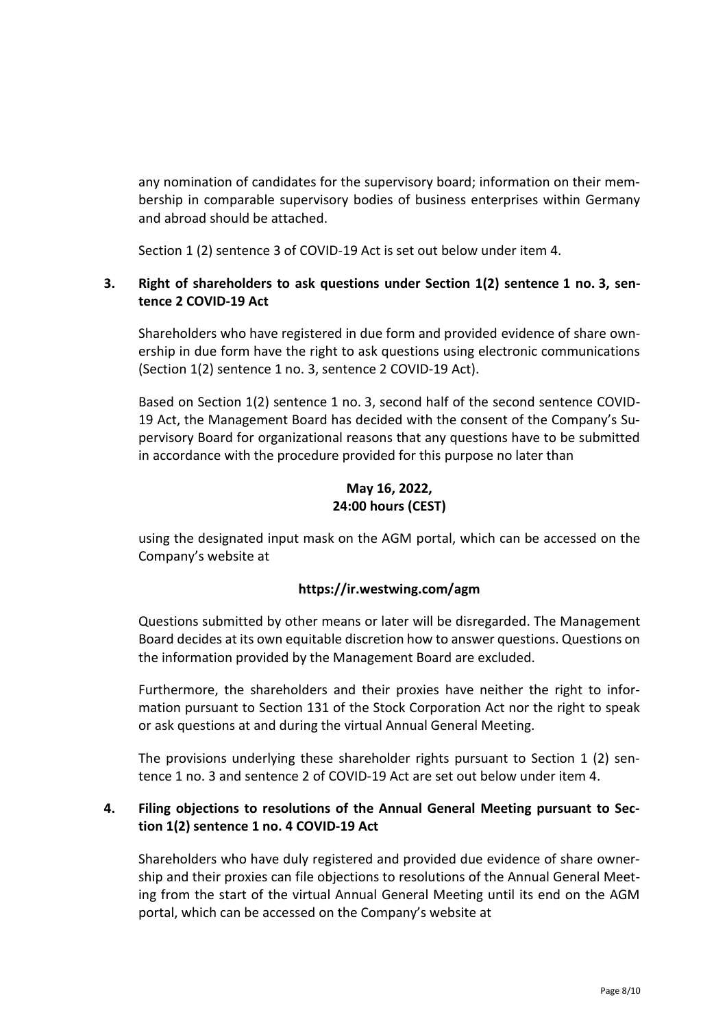any nomination of candidates for the supervisory board; information on their membership in comparable supervisory bodies of business enterprises within Germany and abroad should be attached.

Section 1 (2) sentence 3 of COVID-19 Act is set out below under item 4.

### 3. Right of shareholders to ask questions under Section 1(2) sentence 1 no. 3, sentence 2 COVID-19 Act

Shareholders who have registered in due form and provided evidence of share ownership in due form have the right to ask questions using electronic communications (Section 1(2) sentence 1 no. 3, sentence 2 COVID-19 Act).

Based on Section 1(2) sentence 1 no. 3, second half of the second sentence COVID-19 Act, the Management Board has decided with the consent of the Company's Supervisory Board for organizational reasons that any questions have to be submitted in accordance with the procedure provided for this purpose no later than

**May 16, 2022,**
**24:00 hours (CEST)**

using the designated input mask on the AGM portal, which can be accessed on the Company's website at

**https://ir.westwing.com/agm**

Questions submitted by other means or later will be disregarded. The Management Board decides at its own equitable discretion how to answer questions. Questions on the information provided by the Management Board are excluded.

Furthermore, the shareholders and their proxies have neither the right to information pursuant to Section 131 of the Stock Corporation Act nor the right to speak or ask questions at and during the virtual Annual General Meeting.

The provisions underlying these shareholder rights pursuant to Section 1 (2) sentence 1 no. 3 and sentence 2 of COVID-19 Act are set out below under item 4.

### 4. Filing objections to resolutions of the Annual General Meeting pursuant to Section 1(2) sentence 1 no. 4 COVID-19 Act

Shareholders who have duly registered and provided due evidence of share ownership and their proxies can file objections to resolutions of the Annual General Meeting from the start of the virtual Annual General Meeting until its end on the AGM portal, which can be accessed on the Company's website at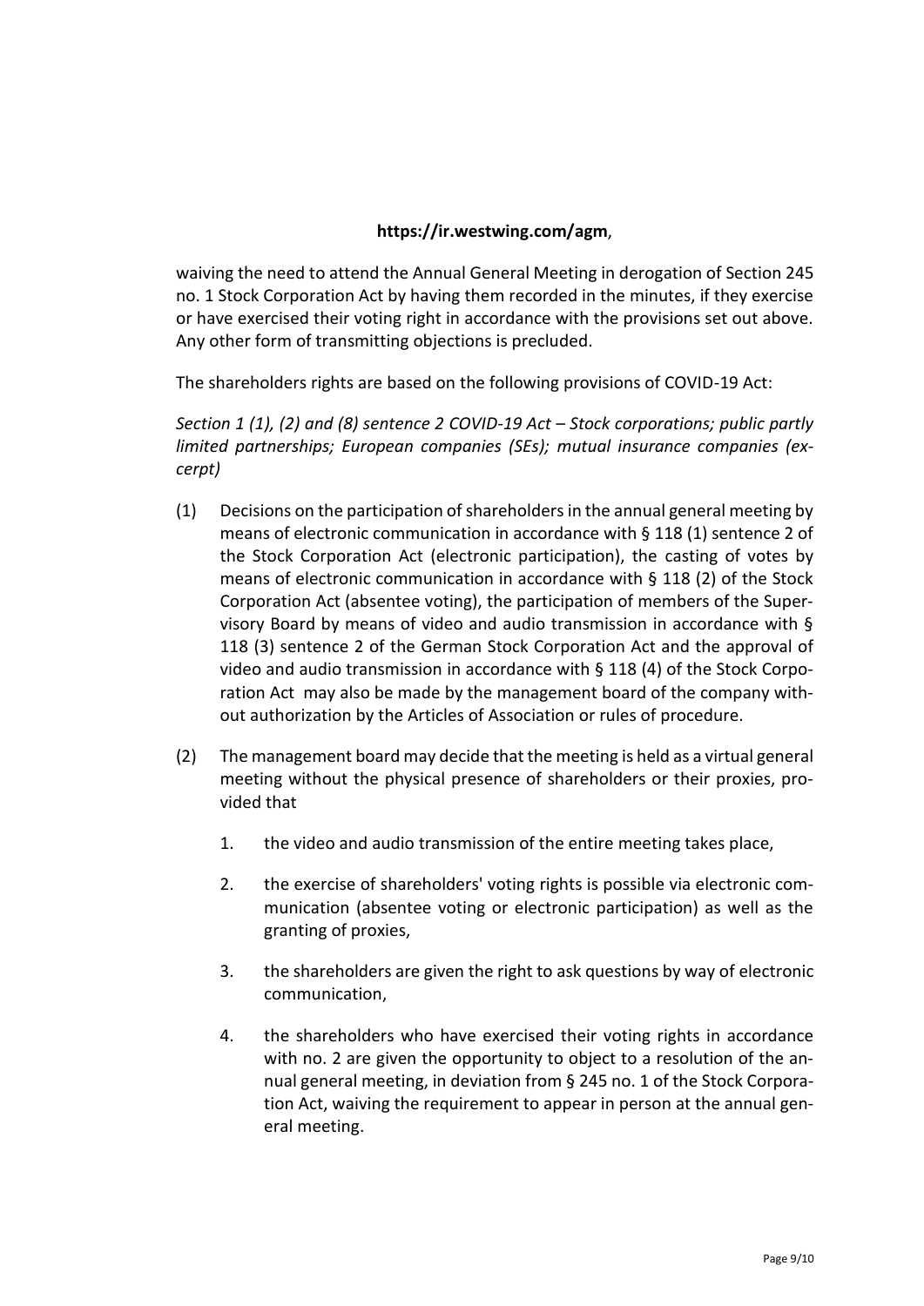**https://ir.westwing.com/agm**,

waiving the need to attend the Annual General Meeting in derogation of Section 245 no. 1 Stock Corporation Act by having them recorded in the minutes, if they exercise or have exercised their voting right in accordance with the provisions set out above. Any other form of transmitting objections is precluded.

The shareholders rights are based on the following provisions of COVID-19 Act:

*Section 1 (1), (2) and (8) sentence 2 COVID-19 Act – Stock corporations; public partly limited partnerships; European companies (SEs); mutual insurance companies (excerpt)*

(1) Decisions on the participation of shareholders in the annual general meeting by means of electronic communication in accordance with § 118 (1) sentence 2 of the Stock Corporation Act (electronic participation), the casting of votes by means of electronic communication in accordance with § 118 (2) of the Stock Corporation Act (absentee voting), the participation of members of the Supervisory Board by means of video and audio transmission in accordance with § 118 (3) sentence 2 of the German Stock Corporation Act and the approval of video and audio transmission in accordance with § 118 (4) of the Stock Corporation Act may also be made by the management board of the company without authorization by the Articles of Association or rules of procedure.

(2) The management board may decide that the meeting is held as a virtual general meeting without the physical presence of shareholders or their proxies, provided that

1. the video and audio transmission of the entire meeting takes place,
2. the exercise of shareholders' voting rights is possible via electronic communication (absentee voting or electronic participation) as well as the granting of proxies,
3. the shareholders are given the right to ask questions by way of electronic communication,
4. the shareholders who have exercised their voting rights in accordance with no. 2 are given the opportunity to object to a resolution of the annual general meeting, in deviation from § 245 no. 1 of the Stock Corporation Act, waiving the requirement to appear in person at the annual general meeting.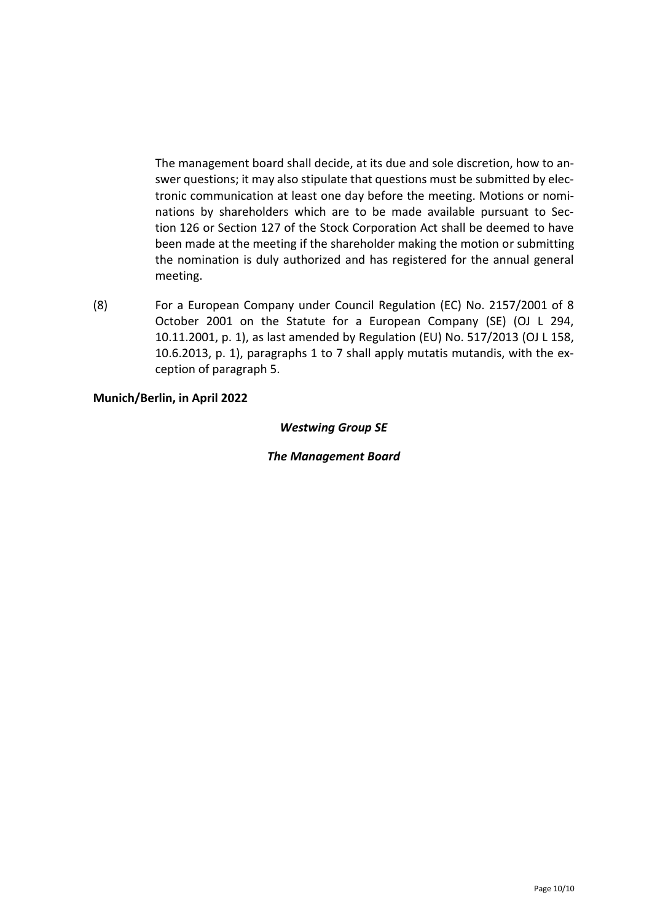The management board shall decide, at its due and sole discretion, how to answer questions; it may also stipulate that questions must be submitted by electronic communication at least one day before the meeting. Motions or nominations by shareholders which are to be made available pursuant to Section 126 or Section 127 of the Stock Corporation Act shall be deemed to have been made at the meeting if the shareholder making the motion or submitting the nomination is duly authorized and has registered for the annual general meeting.

(8) For a European Company under Council Regulation (EC) No. 2157/2001 of 8 October 2001 on the Statute for a European Company (SE) (OJ L 294, 10.11.2001, p. 1), as last amended by Regulation (EU) No. 517/2013 (OJ L 158, 10.6.2013, p. 1), paragraphs 1 to 7 shall apply mutatis mutandis, with the exception of paragraph 5.

**Munich/Berlin, in April 2022**

***Westwing Group SE***

***The Management Board***